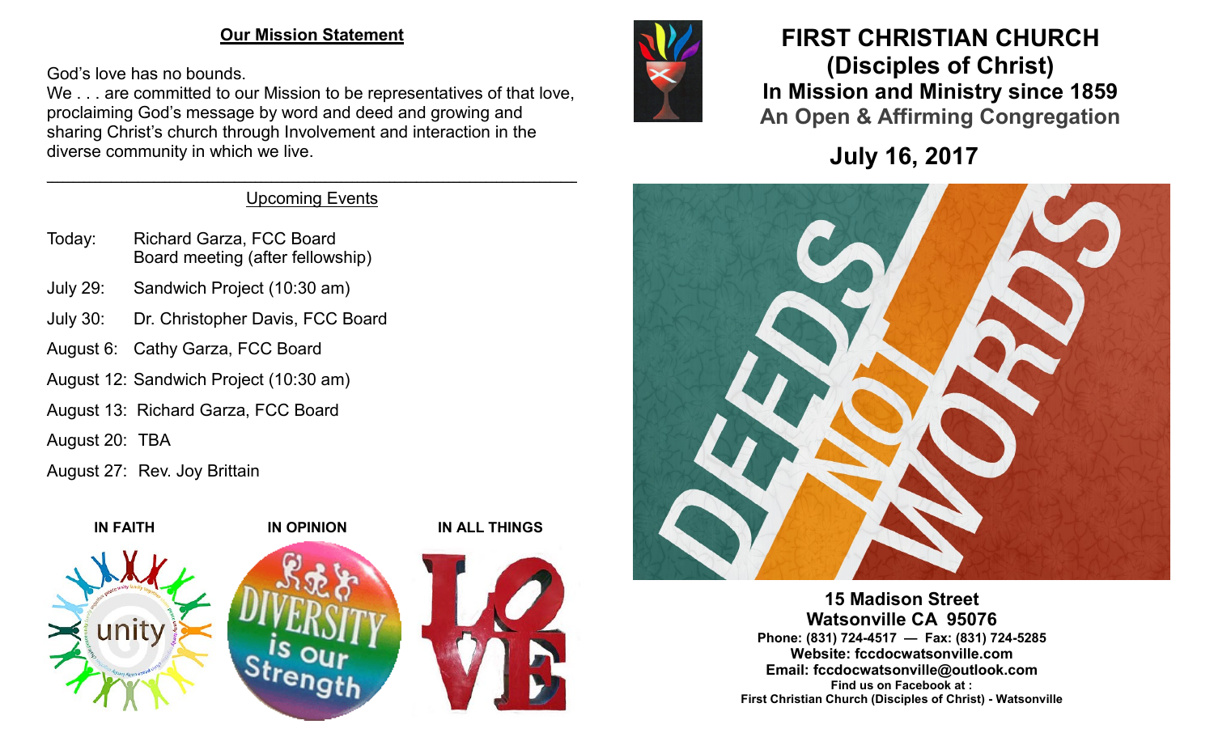## Our Mission Statement

God's love has no bounds.
We . . . are committed to our Mission to be representatives of that love, proclaiming God's message by word and deed and growing and sharing Christ's church through Involvement and interaction in the diverse community in which we live.

---

### Upcoming Events

| | |
|---|---|
| Today: | Richard Garza, FCC Board<br>Board meeting (after fellowship) |
| July 29: | Sandwich Project (10:30 am) |
| July 30: | Dr. Christopher Davis, FCC Board |
| August 6: | Cathy Garza, FCC Board |
| August 12: | Sandwich Project (10:30 am) |
| August 13: | Richard Garza, FCC Board |
| August 20: | TBA |
| August 27: | Rev. Joy Brittain |

**IN FAITH** **IN OPINION** **IN ALL THINGS**

# FIRST CHRISTIAN CHURCH
# (Disciples of Christ)
## In Mission and Ministry since 1859
## An Open & Affirming Congregation

## July 16, 2017

DEEDS NOT WORDS

**15 Madison Street**
**Watsonville CA 95076**
**Phone: (831) 724-4517 — Fax: (831) 724-5285**
**Website: fccdocwatsonville.com**
**Email: fccdocwatsonville@outlook.com**
**Find us on Facebook at :**
**First Christian Church (Disciples of Christ) - Watsonville**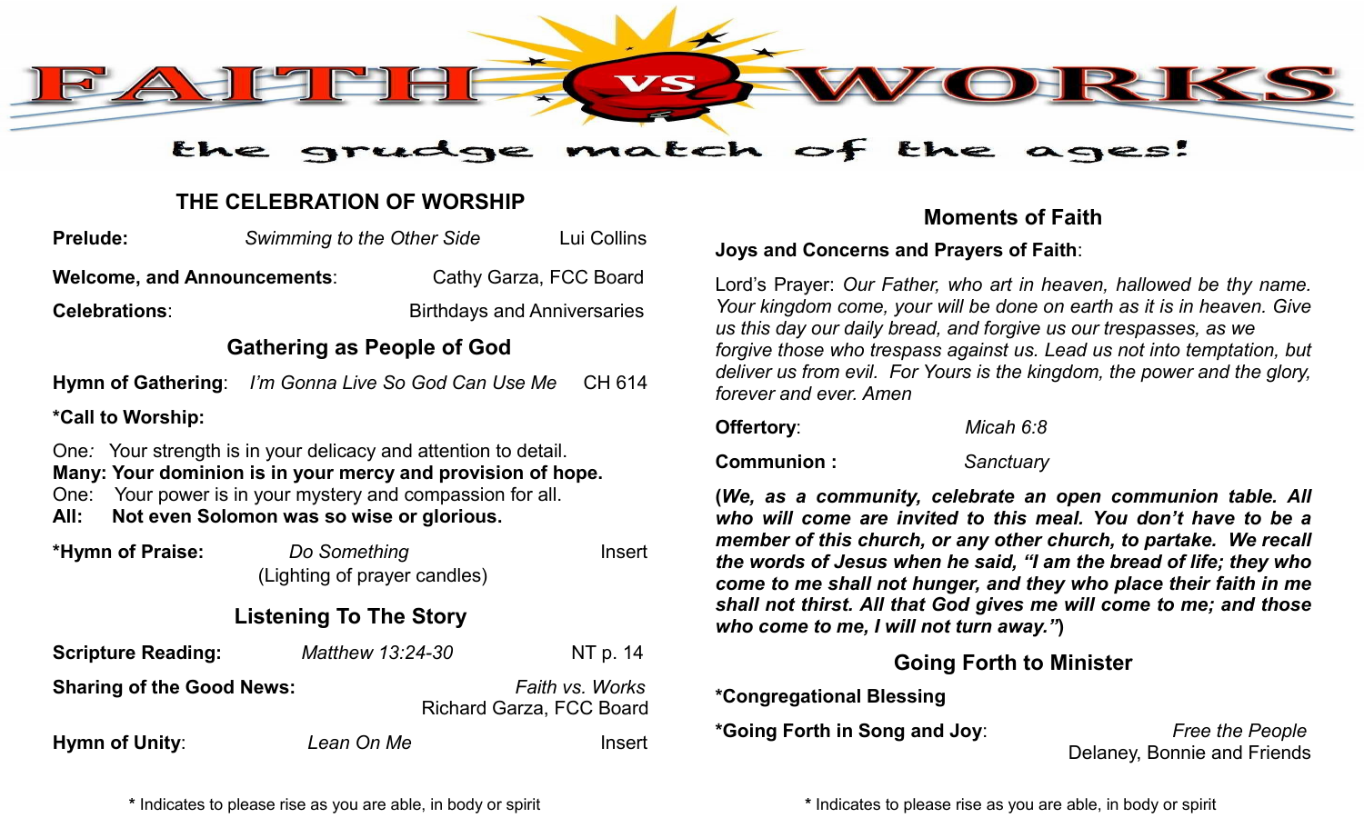# FAITH VS WORKS

the grudge match of the ages!

## THE CELEBRATION OF WORSHIP

**Prelude:** *Swimming to the Other Side* Lui Collins

**Welcome, and Announcements**: Cathy Garza, FCC Board

**Celebrations**: Birthdays and Anniversaries

### Gathering as People of God

**Hymn of Gathering**: *I'm Gonna Live So God Can Use Me* CH 614

**\*Call to Worship:**

One*:* Your strength is in your delicacy and attention to detail.
**Many: Your dominion is in your mercy and provision of hope.**
One: Your power is in your mystery and compassion for all.
**All: Not even Solomon was so wise or glorious.**

**\*Hymn of Praise:** *Do Something* Insert
(Lighting of prayer candles)

### Listening To The Story

**Scripture Reading:** *Matthew 13:24-30* NT p. 14

**Sharing of the Good News:** *Faith vs. Works*
Richard Garza, FCC Board

**Hymn of Unity**: *Lean On Me* Insert

\* Indicates to please rise as you are able, in body or spirit

### Moments of Faith

**Joys and Concerns and Prayers of Faith**:

Lord's Prayer: *Our Father, who art in heaven, hallowed be thy name. Your kingdom come, your will be done on earth as it is in heaven. Give us this day our daily bread, and forgive us our trespasses, as we forgive those who trespass against us. Lead us not into temptation, but deliver us from evil. For Yours is the kingdom, the power and the glory, forever and ever. Amen*

**Offertory**: *Micah 6:8*

**Communion :** *Sanctuary*

**(*We, as a community, celebrate an open communion table. All who will come are invited to this meal. You don't have to be a member of this church, or any other church, to partake. We recall the words of Jesus when he said, "I am the bread of life; they who come to me shall not hunger, and they who place their faith in me shall not thirst. All that God gives me will come to me; and those who come to me, I will not turn away."*)**

### Going Forth to Minister

**\*Congregational Blessing**

**\*Going Forth in Song and Joy**: *Free the People*
Delaney, Bonnie and Friends

\* Indicates to please rise as you are able, in body or spirit